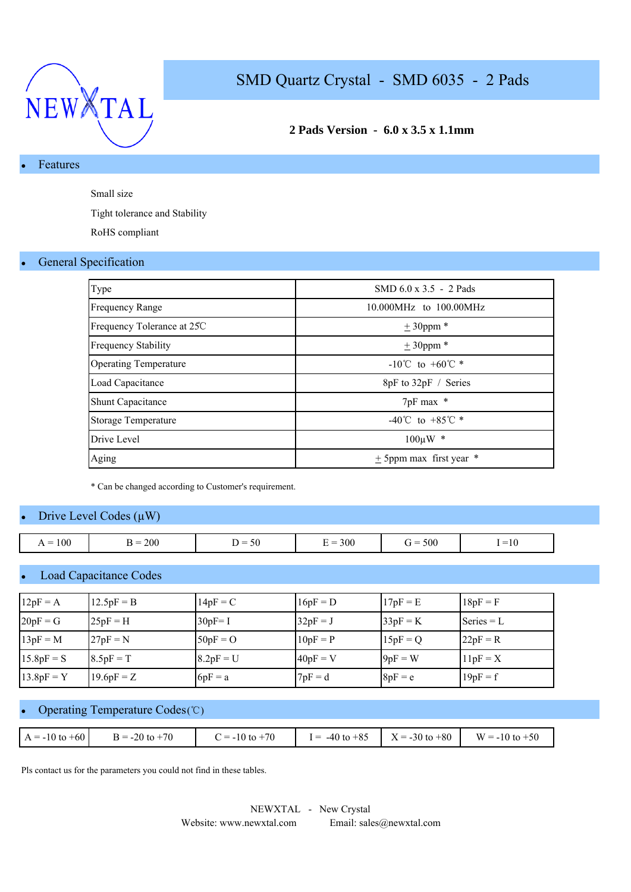NEWXTAL

# SMD Quartz Crystal - SMD 6035 - 2 Pads

**2 Pads Version - 6.0 x 3.5 x 1.1mm**

## • Features

Small size

Tight tolerance and Stability

RoHS compliant

## • General Specification

| Type | SMD 6.0 x 3.5 - 2 Pads |
|---|---|
| Frequency Range | 10.000MHz to 100.00MHz |
| Frequency Tolerance at 25℃ | ± 30ppm * |
| Frequency Stability | ± 30ppm * |
| Operating Temperature | -10℃ to +60℃ * |
| Load Capacitance | 8pF to 32pF / Series |
| Shunt Capacitance | 7pF max * |
| Storage Temperature | -40℃ to +85℃ * |
| Drive Level | 100µW * |
| Aging | ± 5ppm max first year * |

* Can be changed according to Customer's requirement.

## • Drive Level Codes (µW)

| A = 100 | B = 200 | D = 50 | E = 300 | G = 500 | I =10 |
|---|---|---|---|---|---|

## • Load Capacitance Codes

| 12pF = A | 12.5pF = B | 14pF = C | 16pF = D | 17pF = E | 18pF = F |
|---|---|---|---|---|---|
| 20pF = G | 25pF = H | 30pF= I | 32pF = J | 33pF = K | Series = L |
| 13pF = M | 27pF = N | 50pF = O | 10pF = P | 15pF = Q | 22pF = R |
| 15.8pF = S | 8.5pF = T | 8.2pF = U | 40pF = V | 9pF = W | 11pF = X |
| 13.8pF = Y | 19.6pF = Z | 6pF = a | 7pF = d | 8pF = e | 19pF = f |

## • Operating Temperature Codes(℃)

| A = -10 to +60 | B = -20 to +70 | C = -10 to +70 | I = -40 to +85 | X = -30 to +80 | W = -10 to +50 |
|---|---|---|---|---|---|

Pls contact us for the parameters you could not find in these tables.

NEWXTAL - New Crystal

Website: www.newxtal.com Email: sales@newxtal.com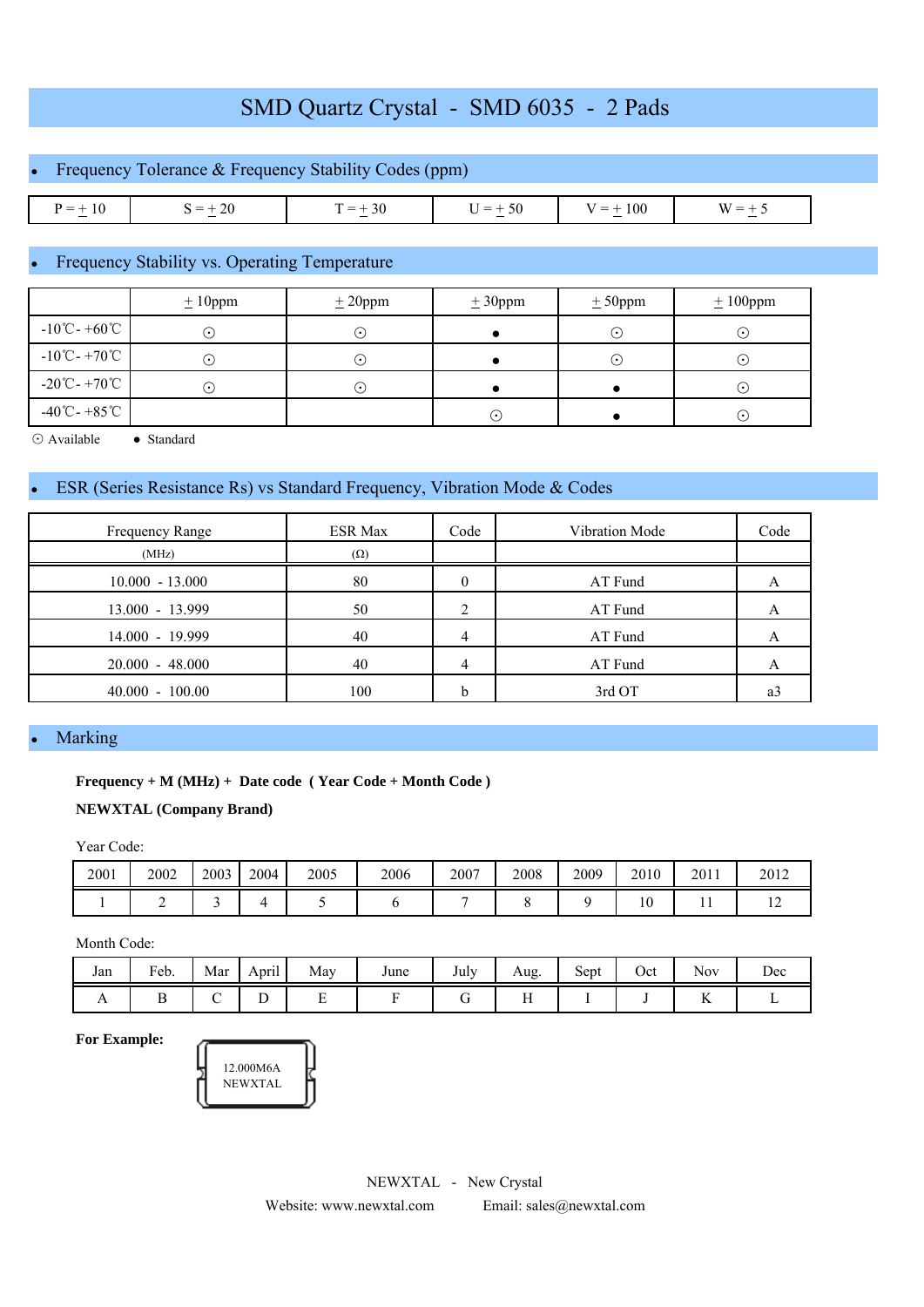# SMD Quartz Crystal - SMD 6035 - 2 Pads

## Frequency Tolerance & Frequency Stability Codes (ppm)

| P = ± 10 | S = ± 20 | T = ± 30 | U = ± 50 | V = ± 100 | W = ± 5 |
|---|---|---|---|---|---|

## Frequency Stability vs. Operating Temperature

| | ± 10ppm | ± 20ppm | ± 30ppm | ± 50ppm | ± 100ppm |
|---|---|---|---|---|---|
| -10℃- +60℃ | ⊙ | ⊙ | ● | ⊙ | ⊙ |
| -10℃- +70℃ | ⊙ | ⊙ | ● | ⊙ | ⊙ |
| -20℃- +70℃ | ⊙ | ⊙ | ● | ● | ⊙ |
| -40℃- +85℃ | | | ⊙ | ● | ⊙ |

⊙ Available ● Standard

## ESR (Series Resistance Rs) vs Standard Frequency, Vibration Mode & Codes

| Frequency Range (MHz) | ESR Max (Ω) | Code | Vibration Mode | Code |
|---|---|---|---|---|
| 10.000 - 13.000 | 80 | 0 | AT Fund | A |
| 13.000 - 13.999 | 50 | 2 | AT Fund | A |
| 14.000 - 19.999 | 40 | 4 | AT Fund | A |
| 20.000 - 48.000 | 40 | 4 | AT Fund | A |
| 40.000 - 100.00 | 100 | b | 3rd OT | a3 |

## Marking

**Frequency + M (MHz) + Date code ( Year Code + Month Code )**

**NEWXTAL (Company Brand)**

Year Code:

| 2001 | 2002 | 2003 | 2004 | 2005 | 2006 | 2007 | 2008 | 2009 | 2010 | 2011 | 2012 |
|---|---|---|---|---|---|---|---|---|---|---|---|
| 1 | 2 | 3 | 4 | 5 | 6 | 7 | 8 | 9 | 10 | 11 | 12 |

Month Code:

| Jan | Feb. | Mar | April | May | June | July | Aug. | Sept | Oct | Nov | Dec |
|---|---|---|---|---|---|---|---|---|---|---|---|
| A | B | C | D | E | F | G | H | I | J | K | L |

**For Example:**

12.000M6A
NEWXTAL

NEWXTAL - New Crystal

Website: www.newxtal.com Email: sales@newxtal.com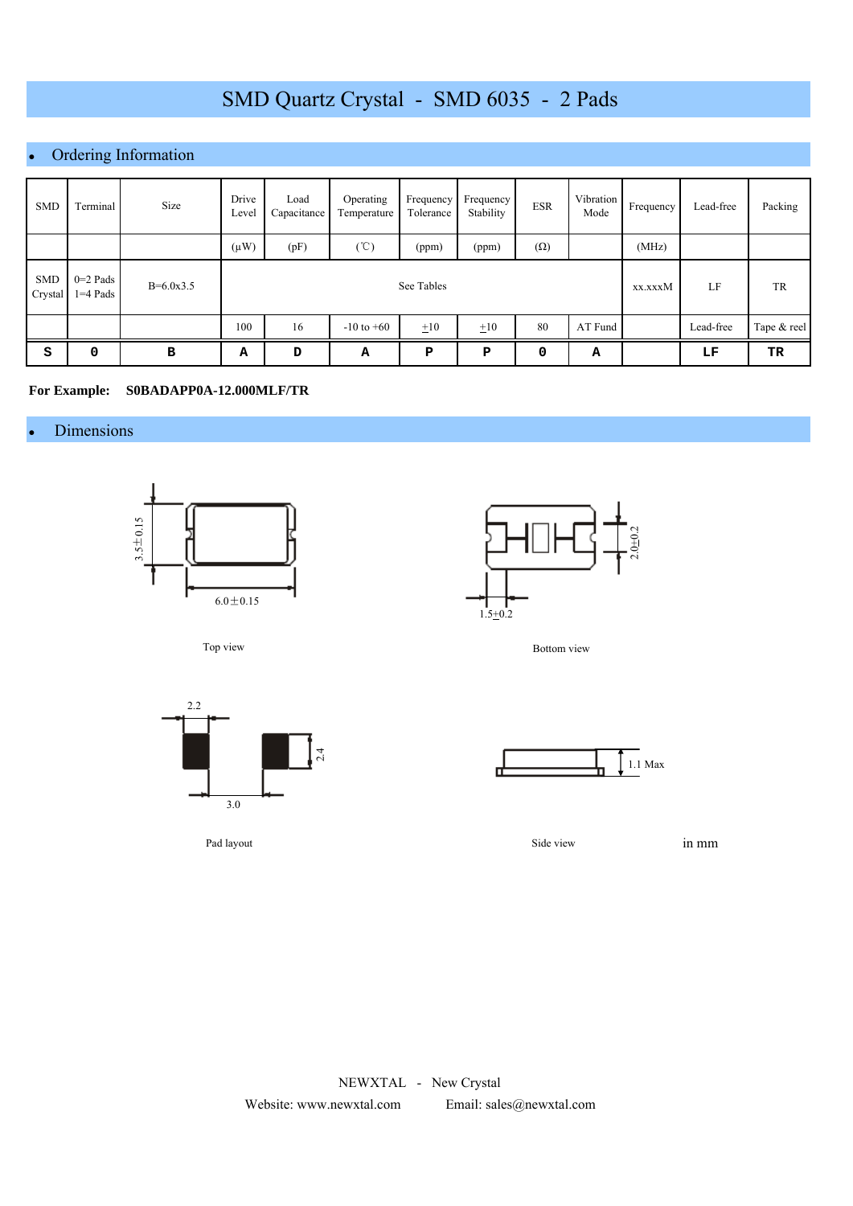# SMD Quartz Crystal - SMD 6035 - 2 Pads

## • Ordering Information

| SMD | Terminal | Size | Drive Level | Load Capacitance | Operating Temperature | Frequency Tolerance | Frequency Stability | ESR | Vibration Mode | Frequency | Lead-free | Packing |
|---|---|---|---|---|---|---|---|---|---|---|---|---|
| | | | (μW) | (pF) | (℃) | (ppm) | (ppm) | (Ω) | | (MHz) | | |
| SMD Crystal | 0=2 Pads 1=4 Pads | B=6.0x3.5 | See Tables | | | | | | | xx.xxxM | LF | TR |
| | | | 100 | 16 | -10 to +60 | ±10 | ±10 | 80 | AT Fund | | Lead-free | Tape & reel |
| **S** | **0** | **B** | **A** | **D** | **A** | **P** | **P** | **0** | **A** | | **LF** | **TR** |

**For Example: S0BADAPP0A-12.000MLF/TR**

## • Dimensions

3.5±0.15

6.0±0.15

Top view

2.0±0.2

1.5±0.2

Bottom view

2.2

2.4

3.0

Pad layout

1.1 Max

Side view

in mm

NEWXTAL - New Crystal

Website: www.newxtal.com Email: sales@newxtal.com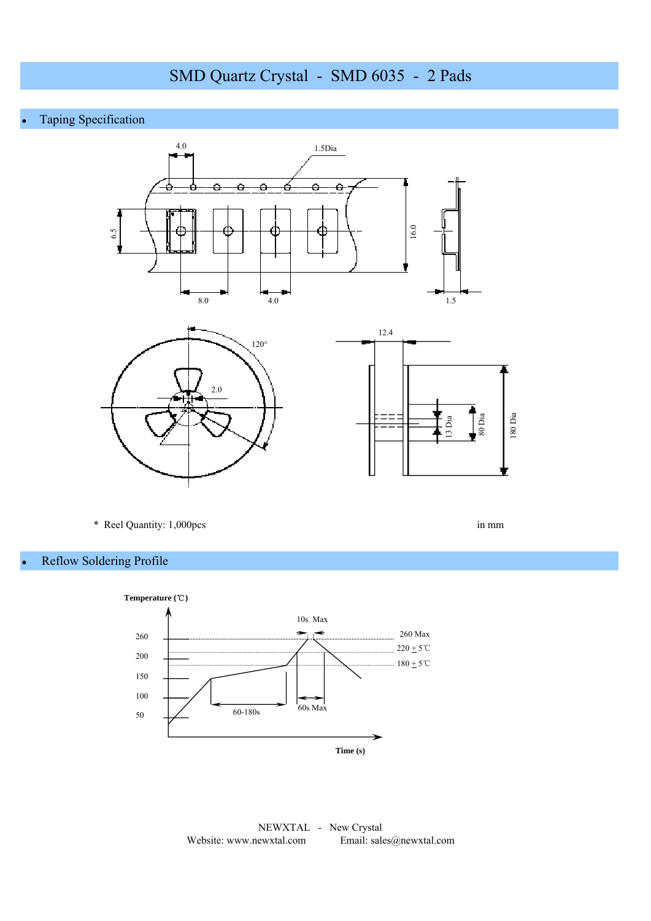# SMD Quartz Crystal - SMD 6035 - 2 Pads

## Taping Specification

4.0

1.5Dia

6.5

16.0

8.0

4.0

1.5

120°

2.0

12.4

13 Dia

80 Dia

180 Dia

\* Reel Quantity: 1,000pcs

in mm

## Reflow Soldering Profile

Temperature (℃)

10s Max

260

200

150

100

50

260 Max

220 ± 5℃

180 ± 5℃

60-180s

60s Max

Time (s)